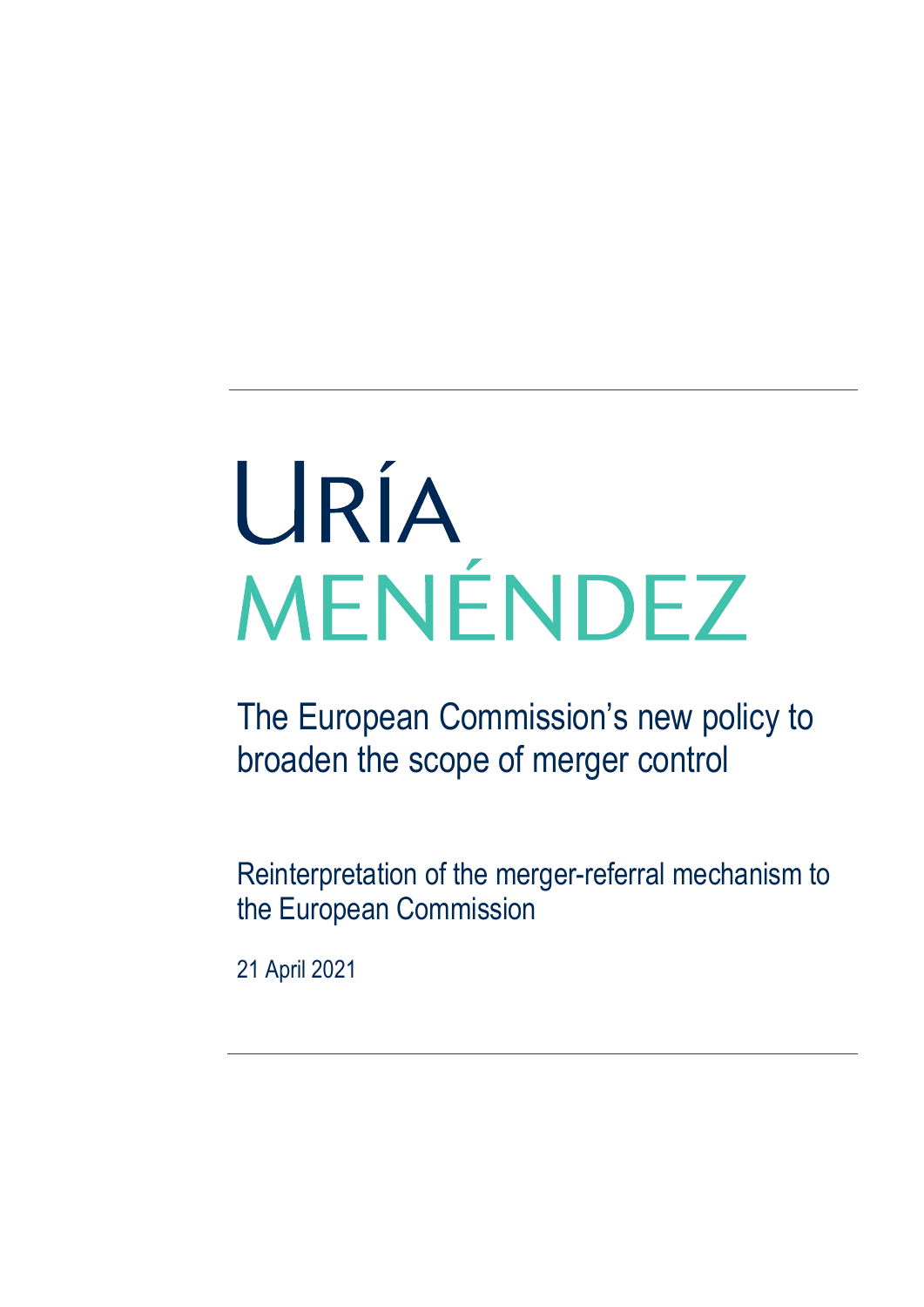URÍA
MENÉNDEZ

# The European Commission's new policy to broaden the scope of merger control

## Reinterpretation of the merger-referral mechanism to the European Commission

21 April 2021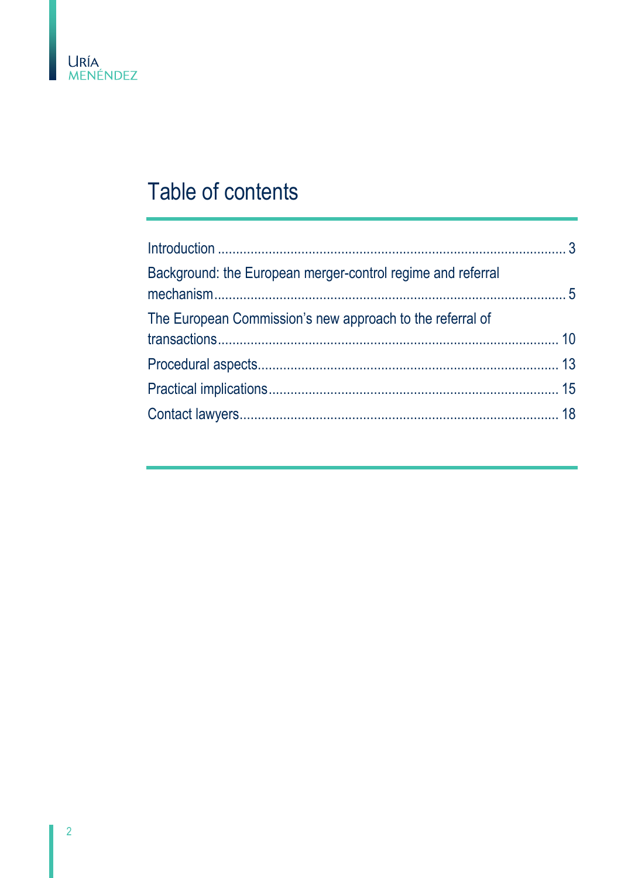# Table of contents

Introduction ............................................................................................. 3
Background: the European merger-control regime and referral mechanism................................................................................................ 5
The European Commission’s new approach to the referral of transactions.......................................................................................... 10
Procedural aspects................................................................................ 13
Practical implications............................................................................. 15
Contact lawyers..................................................................................... 18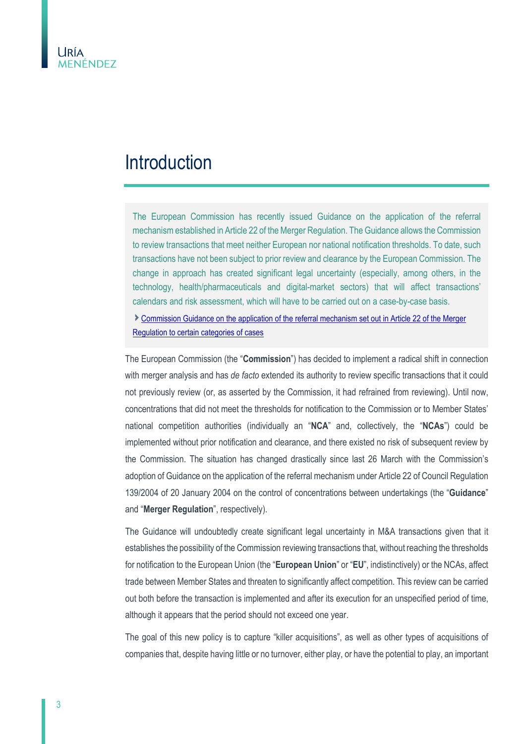# Introduction

The European Commission has recently issued Guidance on the application of the referral mechanism established in Article 22 of the Merger Regulation. The Guidance allows the Commission to review transactions that meet neither European nor national notification thresholds. To date, such transactions have not been subject to prior review and clearance by the European Commission. The change in approach has created significant legal uncertainty (especially, among others, in the technology, health/pharmaceuticals and digital-market sectors) that will affect transactions' calendars and risk assessment, which will have to be carried out on a case-by-case basis.

› Commission Guidance on the application of the referral mechanism set out in Article 22 of the Merger Regulation to certain categories of cases

The European Commission (the "**Commission**") has decided to implement a radical shift in connection with merger analysis and has *de facto* extended its authority to review specific transactions that it could not previously review (or, as asserted by the Commission, it had refrained from reviewing). Until now, concentrations that did not meet the thresholds for notification to the Commission or to Member States' national competition authorities (individually an "**NCA**" and, collectively, the "**NCAs**") could be implemented without prior notification and clearance, and there existed no risk of subsequent review by the Commission. The situation has changed drastically since last 26 March with the Commission's adoption of Guidance on the application of the referral mechanism under Article 22 of Council Regulation 139/2004 of 20 January 2004 on the control of concentrations between undertakings (the "**Guidance**" and "**Merger Regulation**", respectively).

The Guidance will undoubtedly create significant legal uncertainty in M&A transactions given that it establishes the possibility of the Commission reviewing transactions that, without reaching the thresholds for notification to the European Union (the "**European Union**" or "**EU**", indistinctively) or the NCAs, affect trade between Member States and threaten to significantly affect competition. This review can be carried out both before the transaction is implemented and after its execution for an unspecified period of time, although it appears that the period should not exceed one year.

The goal of this new policy is to capture "killer acquisitions", as well as other types of acquisitions of companies that, despite having little or no turnover, either play, or have the potential to play, an important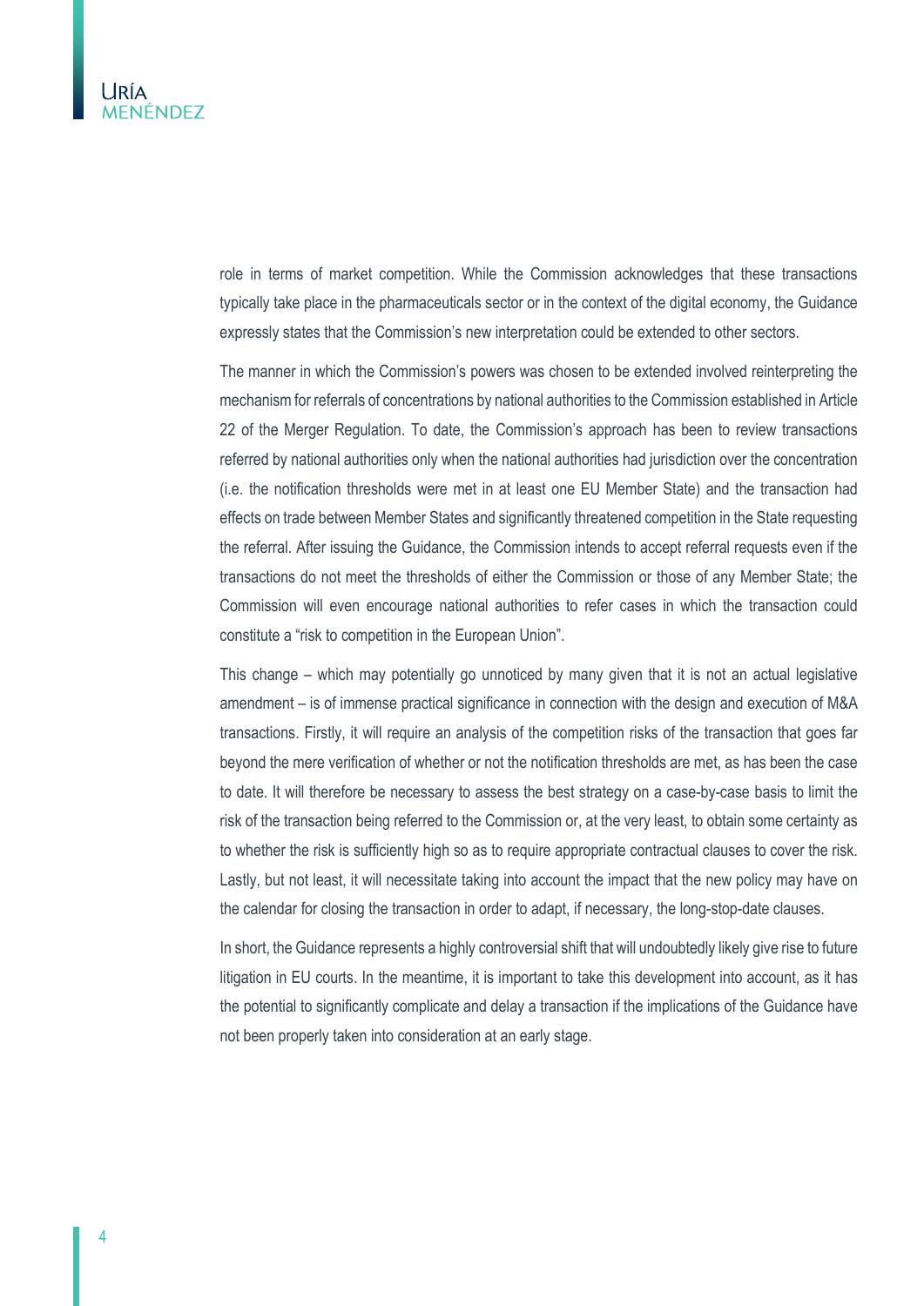role in terms of market competition. While the Commission acknowledges that these transactions typically take place in the pharmaceuticals sector or in the context of the digital economy, the Guidance expressly states that the Commission's new interpretation could be extended to other sectors.

The manner in which the Commission's powers was chosen to be extended involved reinterpreting the mechanism for referrals of concentrations by national authorities to the Commission established in Article 22 of the Merger Regulation. To date, the Commission's approach has been to review transactions referred by national authorities only when the national authorities had jurisdiction over the concentration (i.e. the notification thresholds were met in at least one EU Member State) and the transaction had effects on trade between Member States and significantly threatened competition in the State requesting the referral. After issuing the Guidance, the Commission intends to accept referral requests even if the transactions do not meet the thresholds of either the Commission or those of any Member State; the Commission will even encourage national authorities to refer cases in which the transaction could constitute a "risk to competition in the European Union".

This change – which may potentially go unnoticed by many given that it is not an actual legislative amendment – is of immense practical significance in connection with the design and execution of M&A transactions. Firstly, it will require an analysis of the competition risks of the transaction that goes far beyond the mere verification of whether or not the notification thresholds are met, as has been the case to date. It will therefore be necessary to assess the best strategy on a case-by-case basis to limit the risk of the transaction being referred to the Commission or, at the very least, to obtain some certainty as to whether the risk is sufficiently high so as to require appropriate contractual clauses to cover the risk. Lastly, but not least, it will necessitate taking into account the impact that the new policy may have on the calendar for closing the transaction in order to adapt, if necessary, the long-stop-date clauses.

In short, the Guidance represents a highly controversial shift that will undoubtedly likely give rise to future litigation in EU courts. In the meantime, it is important to take this development into account, as it has the potential to significantly complicate and delay a transaction if the implications of the Guidance have not been properly taken into consideration at an early stage.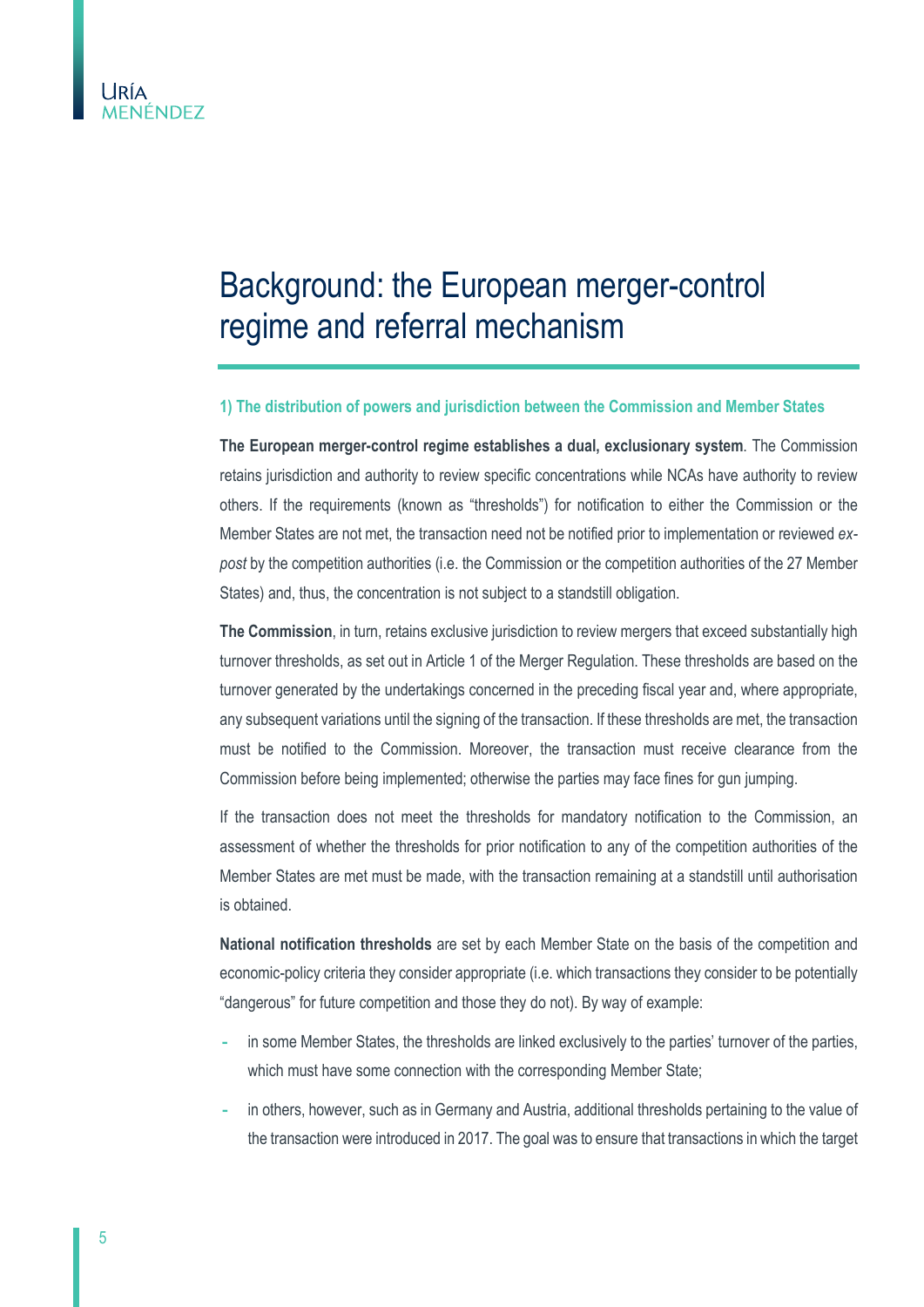# Background: the European merger-control regime and referral mechanism

### 1) The distribution of powers and jurisdiction between the Commission and Member States

**The European merger-control regime establishes a dual, exclusionary system**. The Commission retains jurisdiction and authority to review specific concentrations while NCAs have authority to review others. If the requirements (known as "thresholds") for notification to either the Commission or the Member States are not met, the transaction need not be notified prior to implementation or reviewed *ex-post* by the competition authorities (i.e. the Commission or the competition authorities of the 27 Member States) and, thus, the concentration is not subject to a standstill obligation.

**The Commission**, in turn, retains exclusive jurisdiction to review mergers that exceed substantially high turnover thresholds, as set out in Article 1 of the Merger Regulation. These thresholds are based on the turnover generated by the undertakings concerned in the preceding fiscal year and, where appropriate, any subsequent variations until the signing of the transaction. If these thresholds are met, the transaction must be notified to the Commission. Moreover, the transaction must receive clearance from the Commission before being implemented; otherwise the parties may face fines for gun jumping.

If the transaction does not meet the thresholds for mandatory notification to the Commission, an assessment of whether the thresholds for prior notification to any of the competition authorities of the Member States are met must be made, with the transaction remaining at a standstill until authorisation is obtained.

**National notification thresholds** are set by each Member State on the basis of the competition and economic-policy criteria they consider appropriate (i.e. which transactions they consider to be potentially "dangerous" for future competition and those they do not). By way of example:

- in some Member States, the thresholds are linked exclusively to the parties' turnover of the parties, which must have some connection with the corresponding Member State;
- in others, however, such as in Germany and Austria, additional thresholds pertaining to the value of the transaction were introduced in 2017. The goal was to ensure that transactions in which the target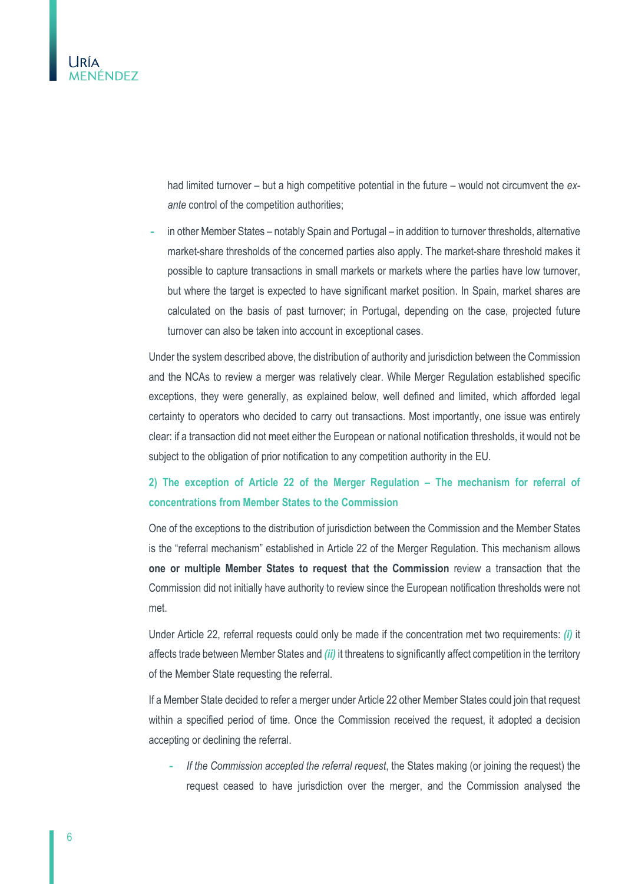had limited turnover – but a high competitive potential in the future – would not circumvent the *ex-ante* control of the competition authorities;

- in other Member States – notably Spain and Portugal – in addition to turnover thresholds, alternative market-share thresholds of the concerned parties also apply. The market-share threshold makes it possible to capture transactions in small markets or markets where the parties have low turnover, but where the target is expected to have significant market position. In Spain, market shares are calculated on the basis of past turnover; in Portugal, depending on the case, projected future turnover can also be taken into account in exceptional cases.

Under the system described above, the distribution of authority and jurisdiction between the Commission and the NCAs to review a merger was relatively clear. While Merger Regulation established specific exceptions, they were generally, as explained below, well defined and limited, which afforded legal certainty to operators who decided to carry out transactions. Most importantly, one issue was entirely clear: if a transaction did not meet either the European or national notification thresholds, it would not be subject to the obligation of prior notification to any competition authority in the EU.

### 2) The exception of Article 22 of the Merger Regulation – The mechanism for referral of concentrations from Member States to the Commission

One of the exceptions to the distribution of jurisdiction between the Commission and the Member States is the "referral mechanism" established in Article 22 of the Merger Regulation. This mechanism allows **one or multiple Member States to request that the Commission** review a transaction that the Commission did not initially have authority to review since the European notification thresholds were not met.

Under Article 22, referral requests could only be made if the concentration met two requirements: ***(i)*** it affects trade between Member States and ***(ii)*** it threatens to significantly affect competition in the territory of the Member State requesting the referral.

If a Member State decided to refer a merger under Article 22 other Member States could join that request within a specified period of time. Once the Commission received the request, it adopted a decision accepting or declining the referral.

- *If the Commission accepted the referral request*, the States making (or joining the request) the request ceased to have jurisdiction over the merger, and the Commission analysed the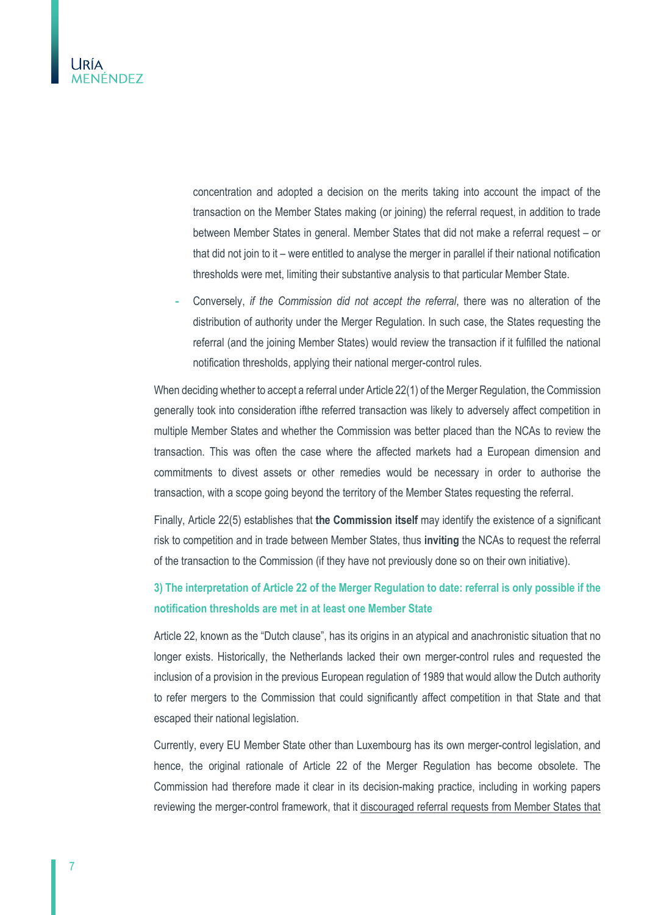concentration and adopted a decision on the merits taking into account the impact of the transaction on the Member States making (or joining) the referral request, in addition to trade between Member States in general. Member States that did not make a referral request – or that did not join to it – were entitled to analyse the merger in parallel if their national notification thresholds were met, limiting their substantive analysis to that particular Member State.

- Conversely, *if the Commission did not accept the referral*, there was no alteration of the distribution of authority under the Merger Regulation. In such case, the States requesting the referral (and the joining Member States) would review the transaction if it fulfilled the national notification thresholds, applying their national merger-control rules.

When deciding whether to accept a referral under Article 22(1) of the Merger Regulation, the Commission generally took into consideration ifthe referred transaction was likely to adversely affect competition in multiple Member States and whether the Commission was better placed than the NCAs to review the transaction. This was often the case where the affected markets had a European dimension and commitments to divest assets or other remedies would be necessary in order to authorise the transaction, with a scope going beyond the territory of the Member States requesting the referral.

Finally, Article 22(5) establishes that **the Commission itself** may identify the existence of a significant risk to competition and in trade between Member States, thus **inviting** the NCAs to request the referral of the transaction to the Commission (if they have not previously done so on their own initiative).

### 3) The interpretation of Article 22 of the Merger Regulation to date: referral is only possible if the notification thresholds are met in at least one Member State

Article 22, known as the "Dutch clause", has its origins in an atypical and anachronistic situation that no longer exists. Historically, the Netherlands lacked their own merger-control rules and requested the inclusion of a provision in the previous European regulation of 1989 that would allow the Dutch authority to refer mergers to the Commission that could significantly affect competition in that State and that escaped their national legislation.

Currently, every EU Member State other than Luxembourg has its own merger-control legislation, and hence, the original rationale of Article 22 of the Merger Regulation has become obsolete. The Commission had therefore made it clear in its decision-making practice, including in working papers reviewing the merger-control framework, that it discouraged referral requests from Member States that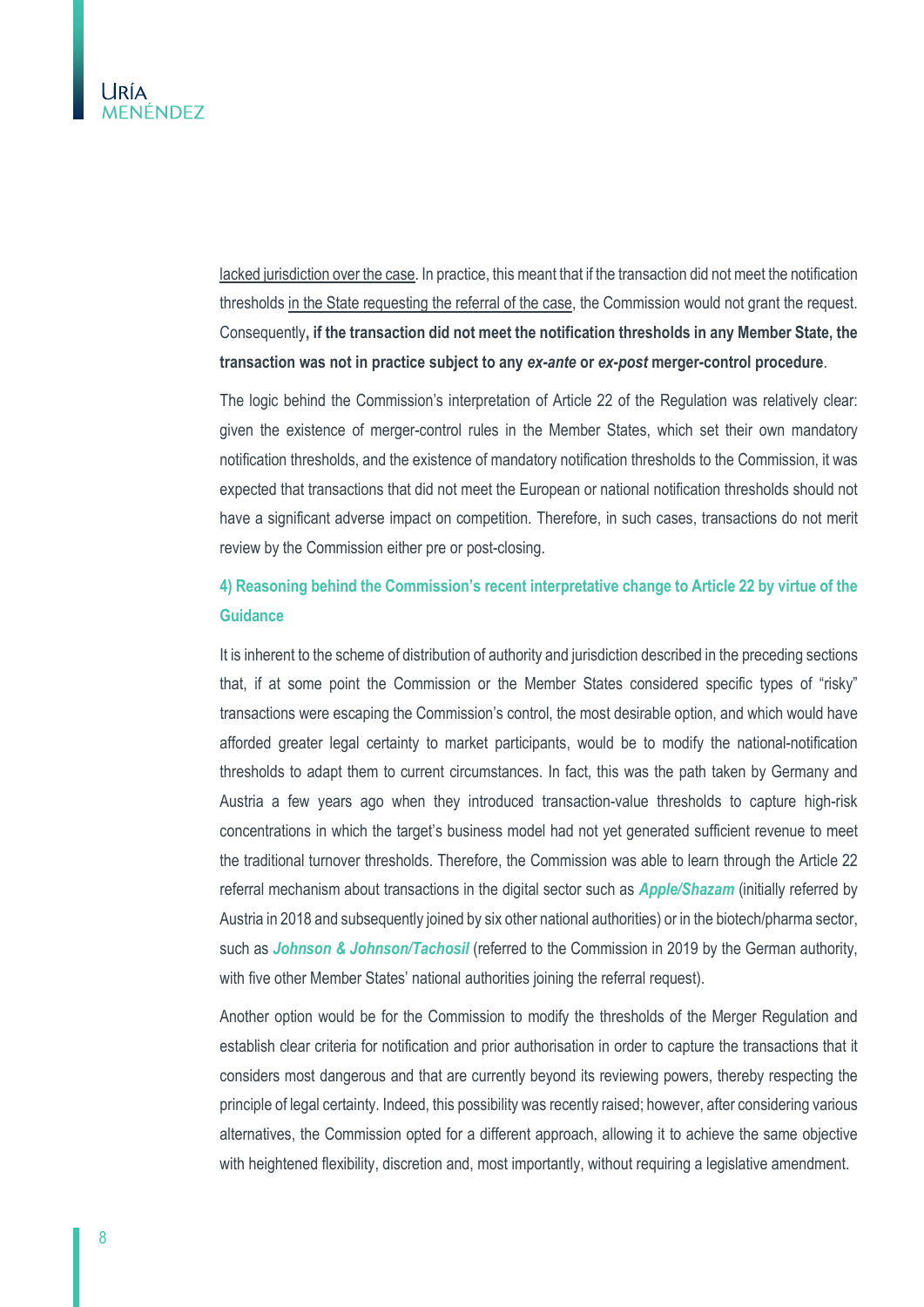lacked jurisdiction over the case. In practice, this meant that if the transaction did not meet the notification thresholds in the State requesting the referral of the case, the Commission would not grant the request. Consequently**, if the transaction did not meet the notification thresholds in any Member State, the transaction was not in practice subject to any *ex-ante* or *ex-post* merger-control procedure**.

The logic behind the Commission's interpretation of Article 22 of the Regulation was relatively clear: given the existence of merger-control rules in the Member States, which set their own mandatory notification thresholds, and the existence of mandatory notification thresholds to the Commission, it was expected that transactions that did not meet the European or national notification thresholds should not have a significant adverse impact on competition. Therefore, in such cases, transactions do not merit review by the Commission either pre or post-closing.

### 4) Reasoning behind the Commission's recent interpretative change to Article 22 by virtue of the Guidance

It is inherent to the scheme of distribution of authority and jurisdiction described in the preceding sections that, if at some point the Commission or the Member States considered specific types of "risky" transactions were escaping the Commission's control, the most desirable option, and which would have afforded greater legal certainty to market participants, would be to modify the national-notification thresholds to adapt them to current circumstances. In fact, this was the path taken by Germany and Austria a few years ago when they introduced transaction-value thresholds to capture high-risk concentrations in which the target's business model had not yet generated sufficient revenue to meet the traditional turnover thresholds. Therefore, the Commission was able to learn through the Article 22 referral mechanism about transactions in the digital sector such as ***Apple/Shazam*** (initially referred by Austria in 2018 and subsequently joined by six other national authorities) or in the biotech/pharma sector, such as ***Johnson & Johnson/Tachosil*** (referred to the Commission in 2019 by the German authority, with five other Member States' national authorities joining the referral request).

Another option would be for the Commission to modify the thresholds of the Merger Regulation and establish clear criteria for notification and prior authorisation in order to capture the transactions that it considers most dangerous and that are currently beyond its reviewing powers, thereby respecting the principle of legal certainty. Indeed, this possibility was recently raised; however, after considering various alternatives, the Commission opted for a different approach, allowing it to achieve the same objective with heightened flexibility, discretion and, most importantly, without requiring a legislative amendment.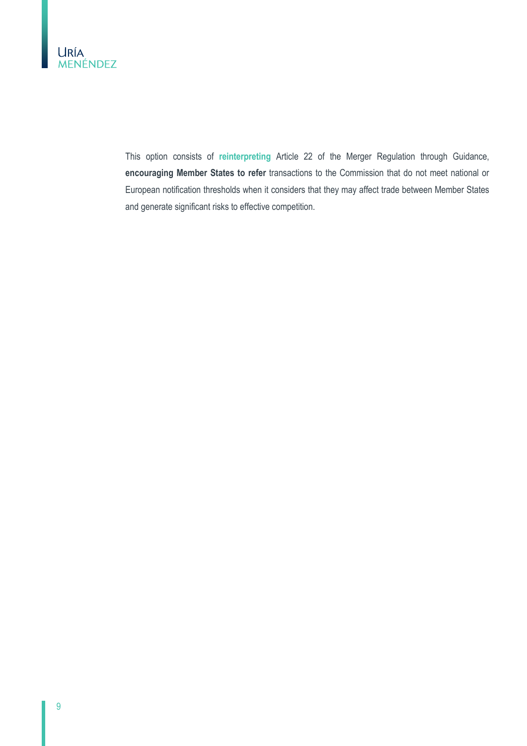This option consists of **reinterpreting** Article 22 of the Merger Regulation through Guidance, **encouraging Member States to refer** transactions to the Commission that do not meet national or European notification thresholds when it considers that they may affect trade between Member States and generate significant risks to effective competition.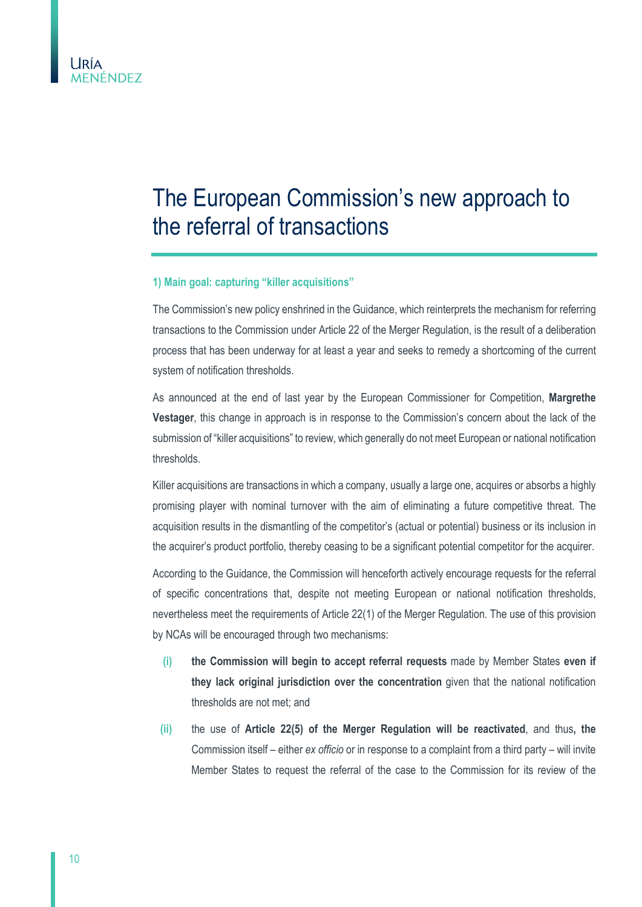# The European Commission's new approach to the referral of transactions

### 1) Main goal: capturing "killer acquisitions"

The Commission's new policy enshrined in the Guidance, which reinterprets the mechanism for referring transactions to the Commission under Article 22 of the Merger Regulation, is the result of a deliberation process that has been underway for at least a year and seeks to remedy a shortcoming of the current system of notification thresholds.

As announced at the end of last year by the European Commissioner for Competition, **Margrethe Vestager**, this change in approach is in response to the Commission's concern about the lack of the submission of "killer acquisitions" to review, which generally do not meet European or national notification thresholds.

Killer acquisitions are transactions in which a company, usually a large one, acquires or absorbs a highly promising player with nominal turnover with the aim of eliminating a future competitive threat. The acquisition results in the dismantling of the competitor's (actual or potential) business or its inclusion in the acquirer's product portfolio, thereby ceasing to be a significant potential competitor for the acquirer.

According to the Guidance, the Commission will henceforth actively encourage requests for the referral of specific concentrations that, despite not meeting European or national notification thresholds, nevertheless meet the requirements of Article 22(1) of the Merger Regulation. The use of this provision by NCAs will be encouraged through two mechanisms:

(i) **the Commission will begin to accept referral requests** made by Member States **even if they lack original jurisdiction over the concentration** given that the national notification thresholds are not met; and

(ii) the use of **Article 22(5) of the Merger Regulation will be reactivated**, and thus**, the** Commission itself – either *ex officio* or in response to a complaint from a third party – will invite Member States to request the referral of the case to the Commission for its review of the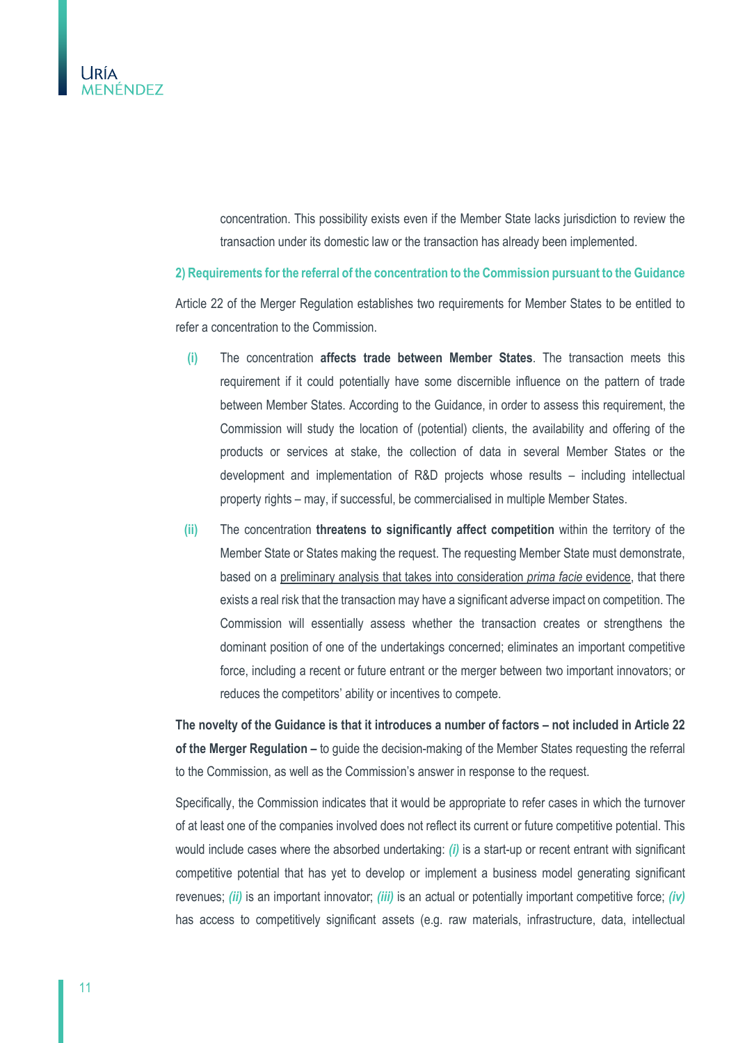concentration. This possibility exists even if the Member State lacks jurisdiction to review the transaction under its domestic law or the transaction has already been implemented.

### 2) Requirements for the referral of the concentration to the Commission pursuant to the Guidance

Article 22 of the Merger Regulation establishes two requirements for Member States to be entitled to refer a concentration to the Commission.

**(i)** The concentration **affects trade between Member States**. The transaction meets this requirement if it could potentially have some discernible influence on the pattern of trade between Member States. According to the Guidance, in order to assess this requirement, the Commission will study the location of (potential) clients, the availability and offering of the products or services at stake, the collection of data in several Member States or the development and implementation of R&D projects whose results – including intellectual property rights – may, if successful, be commercialised in multiple Member States.

**(ii)** The concentration **threatens to significantly affect competition** within the territory of the Member State or States making the request. The requesting Member State must demonstrate, based on a preliminary analysis that takes into consideration *prima facie* evidence, that there exists a real risk that the transaction may have a significant adverse impact on competition. The Commission will essentially assess whether the transaction creates or strengthens the dominant position of one of the undertakings concerned; eliminates an important competitive force, including a recent or future entrant or the merger between two important innovators; or reduces the competitors' ability or incentives to compete.

**The novelty of the Guidance is that it introduces a number of factors – not included in Article 22 of the Merger Regulation –** to guide the decision-making of the Member States requesting the referral to the Commission, as well as the Commission's answer in response to the request.

Specifically, the Commission indicates that it would be appropriate to refer cases in which the turnover of at least one of the companies involved does not reflect its current or future competitive potential. This would include cases where the absorbed undertaking: ***(i)*** is a start-up or recent entrant with significant competitive potential that has yet to develop or implement a business model generating significant revenues; ***(ii)*** is an important innovator; ***(iii)*** is an actual or potentially important competitive force; ***(iv)*** has access to competitively significant assets (e.g. raw materials, infrastructure, data, intellectual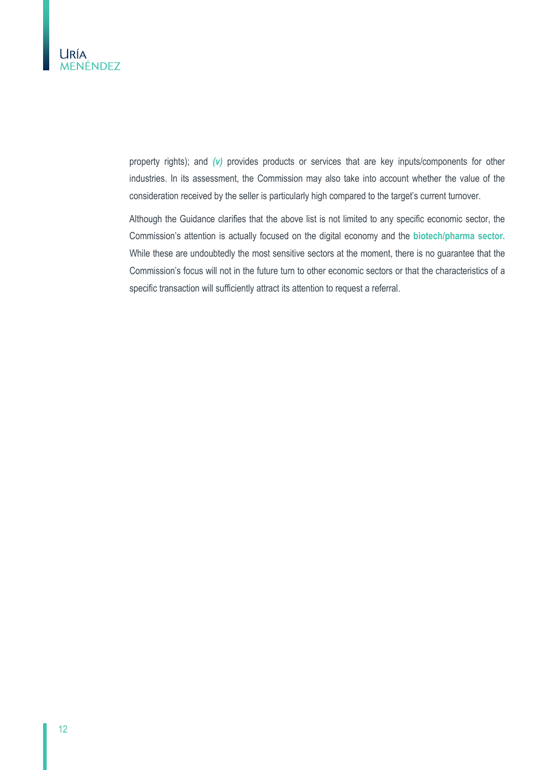property rights); and ***(v)*** provides products or services that are key inputs/components for other industries. In its assessment, the Commission may also take into account whether the value of the consideration received by the seller is particularly high compared to the target's current turnover.

Although the Guidance clarifies that the above list is not limited to any specific economic sector, the Commission's attention is actually focused on the digital economy and the **biotech/pharma sector.** While these are undoubtedly the most sensitive sectors at the moment, there is no guarantee that the Commission's focus will not in the future turn to other economic sectors or that the characteristics of a specific transaction will sufficiently attract its attention to request a referral.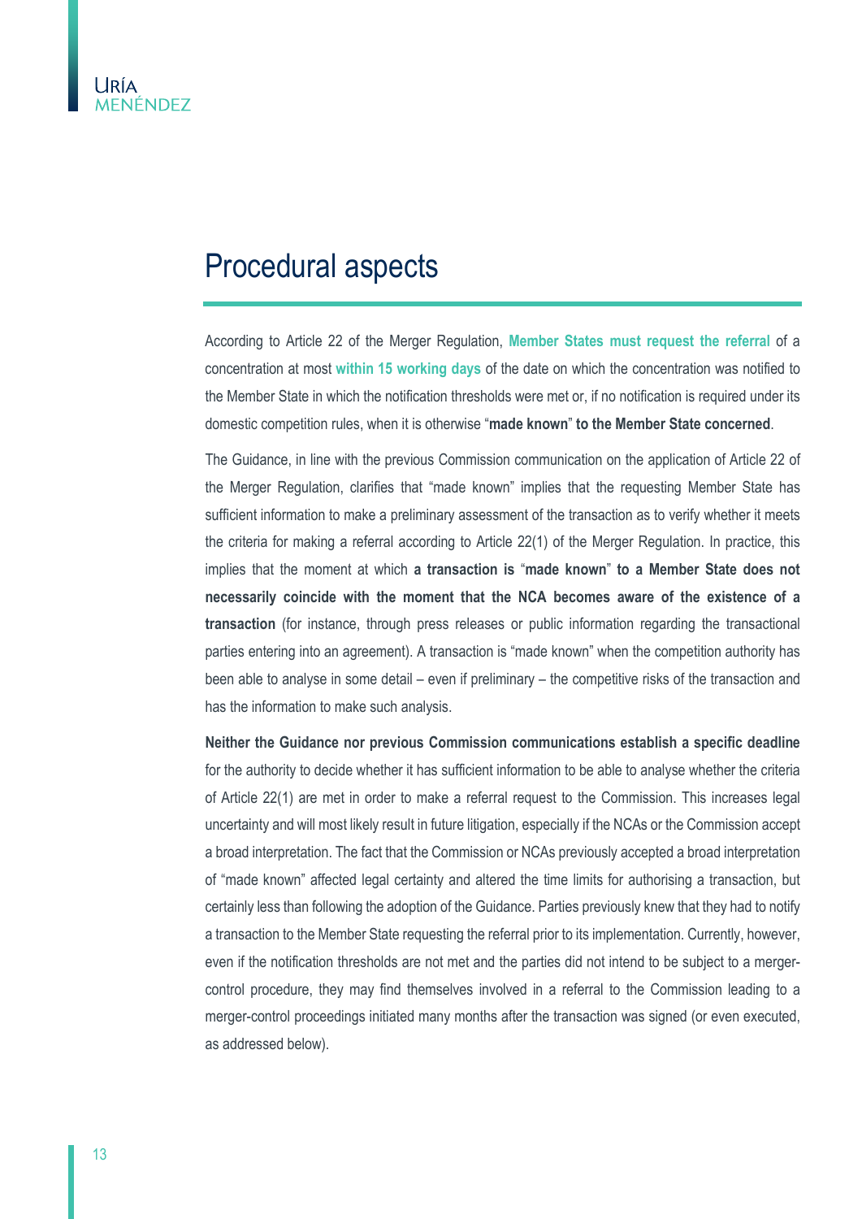# Procedural aspects

According to Article 22 of the Merger Regulation, **Member States must request the referral** of a concentration at most **within 15 working days** of the date on which the concentration was notified to the Member State in which the notification thresholds were met or, if no notification is required under its domestic competition rules, when it is otherwise "**made known**" **to the Member State concerned**.

The Guidance, in line with the previous Commission communication on the application of Article 22 of the Merger Regulation, clarifies that "made known" implies that the requesting Member State has sufficient information to make a preliminary assessment of the transaction as to verify whether it meets the criteria for making a referral according to Article 22(1) of the Merger Regulation. In practice, this implies that the moment at which **a transaction is** "**made known**" **to a Member State does not necessarily coincide with the moment that the NCA becomes aware of the existence of a transaction** (for instance, through press releases or public information regarding the transactional parties entering into an agreement). A transaction is "made known" when the competition authority has been able to analyse in some detail – even if preliminary – the competitive risks of the transaction and has the information to make such analysis.

**Neither the Guidance nor previous Commission communications establish a specific deadline** for the authority to decide whether it has sufficient information to be able to analyse whether the criteria of Article 22(1) are met in order to make a referral request to the Commission. This increases legal uncertainty and will most likely result in future litigation, especially if the NCAs or the Commission accept a broad interpretation. The fact that the Commission or NCAs previously accepted a broad interpretation of "made known" affected legal certainty and altered the time limits for authorising a transaction, but certainly less than following the adoption of the Guidance. Parties previously knew that they had to notify a transaction to the Member State requesting the referral prior to its implementation. Currently, however, even if the notification thresholds are not met and the parties did not intend to be subject to a merger-control procedure, they may find themselves involved in a referral to the Commission leading to a merger-control proceedings initiated many months after the transaction was signed (or even executed, as addressed below).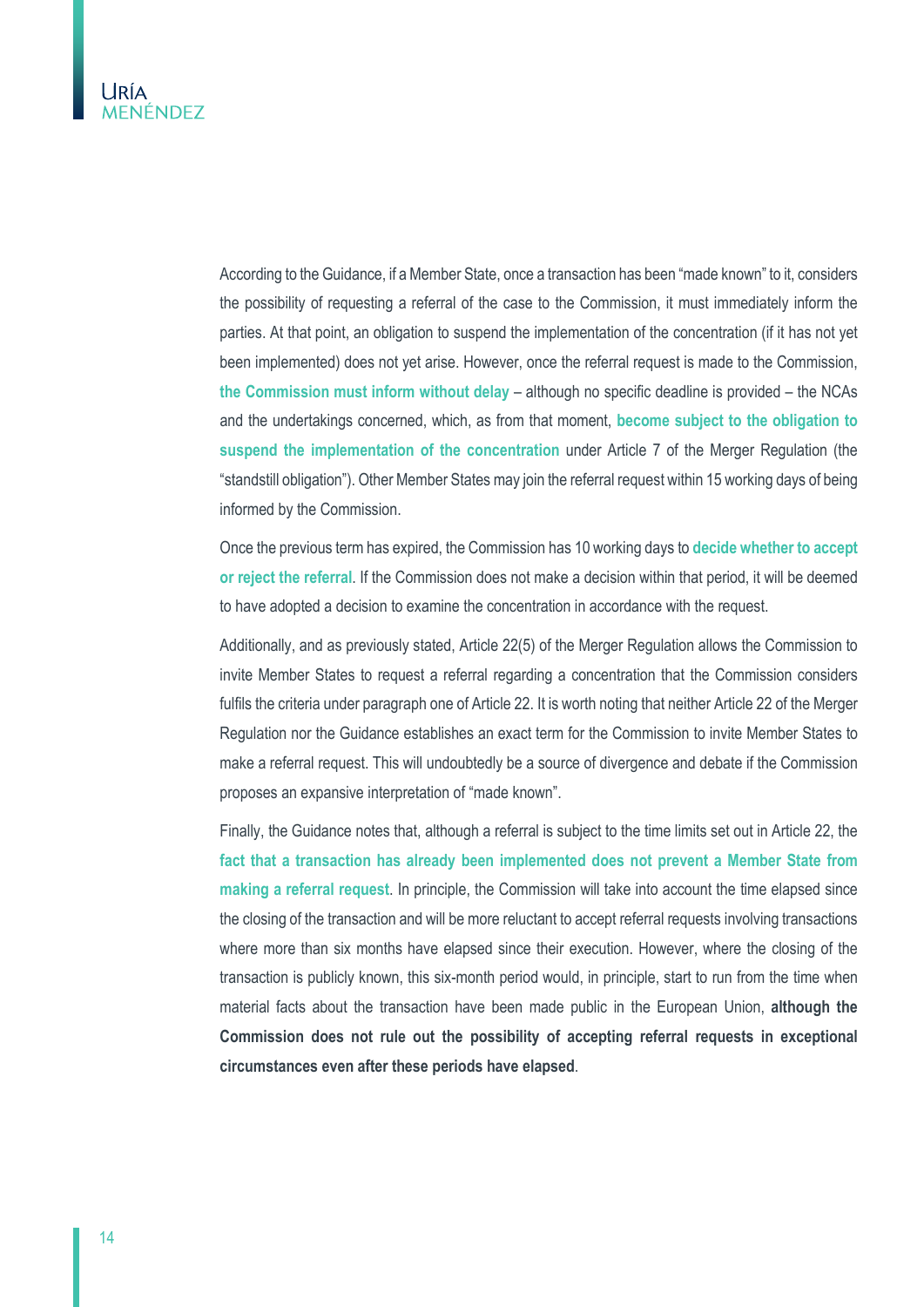According to the Guidance, if a Member State, once a transaction has been "made known" to it, considers the possibility of requesting a referral of the case to the Commission, it must immediately inform the parties. At that point, an obligation to suspend the implementation of the concentration (if it has not yet been implemented) does not yet arise. However, once the referral request is made to the Commission, **the Commission must inform without delay** – although no specific deadline is provided – the NCAs and the undertakings concerned, which, as from that moment, **become subject to the obligation to suspend the implementation of the concentration** under Article 7 of the Merger Regulation (the "standstill obligation"). Other Member States may join the referral request within 15 working days of being informed by the Commission.

Once the previous term has expired, the Commission has 10 working days to **decide whether to accept or reject the referral**. If the Commission does not make a decision within that period, it will be deemed to have adopted a decision to examine the concentration in accordance with the request.

Additionally, and as previously stated, Article 22(5) of the Merger Regulation allows the Commission to invite Member States to request a referral regarding a concentration that the Commission considers fulfils the criteria under paragraph one of Article 22. It is worth noting that neither Article 22 of the Merger Regulation nor the Guidance establishes an exact term for the Commission to invite Member States to make a referral request. This will undoubtedly be a source of divergence and debate if the Commission proposes an expansive interpretation of "made known".

Finally, the Guidance notes that, although a referral is subject to the time limits set out in Article 22, the **fact that a transaction has already been implemented does not prevent a Member State from making a referral request**. In principle, the Commission will take into account the time elapsed since the closing of the transaction and will be more reluctant to accept referral requests involving transactions where more than six months have elapsed since their execution. However, where the closing of the transaction is publicly known, this six-month period would, in principle, start to run from the time when material facts about the transaction have been made public in the European Union, **although the Commission does not rule out the possibility of accepting referral requests in exceptional circumstances even after these periods have elapsed**.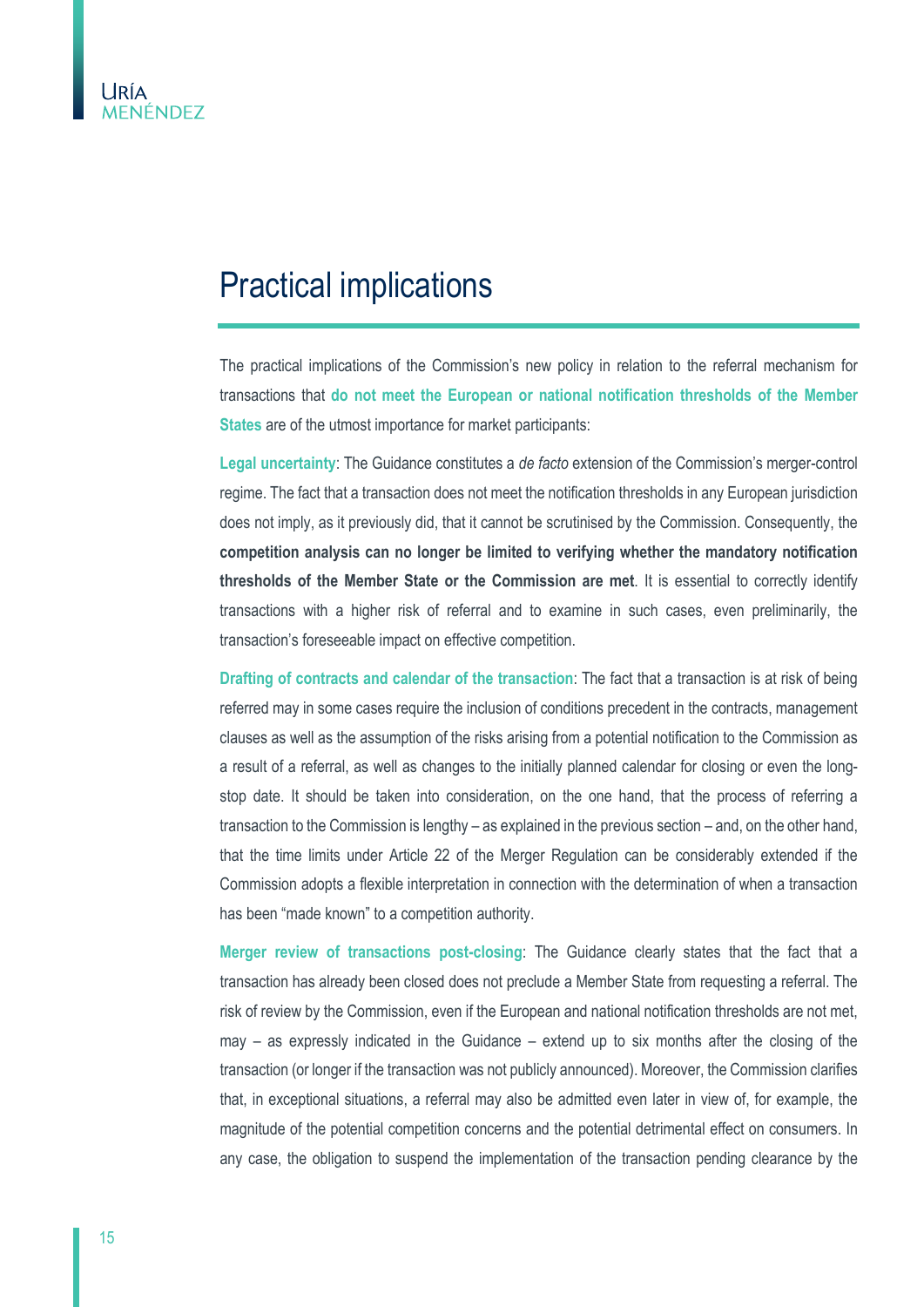# Practical implications

The practical implications of the Commission's new policy in relation to the referral mechanism for transactions that **do not meet the European or national notification thresholds of the Member States** are of the utmost importance for market participants:

**Legal uncertainty**: The Guidance constitutes a *de facto* extension of the Commission's merger-control regime. The fact that a transaction does not meet the notification thresholds in any European jurisdiction does not imply, as it previously did, that it cannot be scrutinised by the Commission. Consequently, the **competition analysis can no longer be limited to verifying whether the mandatory notification thresholds of the Member State or the Commission are met**. It is essential to correctly identify transactions with a higher risk of referral and to examine in such cases, even preliminarily, the transaction's foreseeable impact on effective competition.

**Drafting of contracts and calendar of the transaction**: The fact that a transaction is at risk of being referred may in some cases require the inclusion of conditions precedent in the contracts, management clauses as well as the assumption of the risks arising from a potential notification to the Commission as a result of a referral, as well as changes to the initially planned calendar for closing or even the long-stop date. It should be taken into consideration, on the one hand, that the process of referring a transaction to the Commission is lengthy – as explained in the previous section – and, on the other hand, that the time limits under Article 22 of the Merger Regulation can be considerably extended if the Commission adopts a flexible interpretation in connection with the determination of when a transaction has been "made known" to a competition authority.

**Merger review of transactions post-closing**: The Guidance clearly states that the fact that a transaction has already been closed does not preclude a Member State from requesting a referral. The risk of review by the Commission, even if the European and national notification thresholds are not met, may – as expressly indicated in the Guidance – extend up to six months after the closing of the transaction (or longer if the transaction was not publicly announced). Moreover, the Commission clarifies that, in exceptional situations, a referral may also be admitted even later in view of, for example, the magnitude of the potential competition concerns and the potential detrimental effect on consumers. In any case, the obligation to suspend the implementation of the transaction pending clearance by the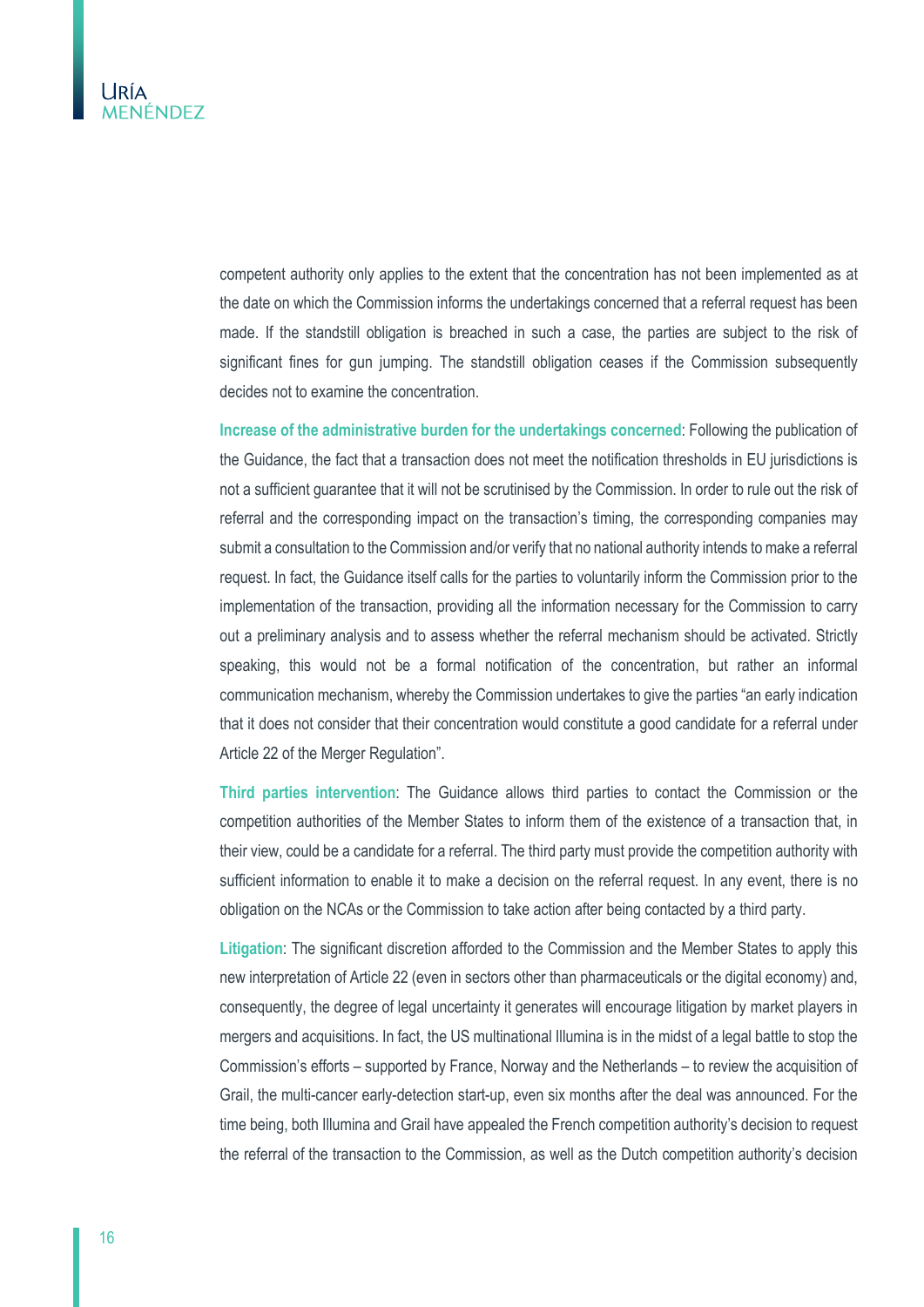competent authority only applies to the extent that the concentration has not been implemented as at the date on which the Commission informs the undertakings concerned that a referral request has been made. If the standstill obligation is breached in such a case, the parties are subject to the risk of significant fines for gun jumping. The standstill obligation ceases if the Commission subsequently decides not to examine the concentration.

**Increase of the administrative burden for the undertakings concerned**: Following the publication of the Guidance, the fact that a transaction does not meet the notification thresholds in EU jurisdictions is not a sufficient guarantee that it will not be scrutinised by the Commission. In order to rule out the risk of referral and the corresponding impact on the transaction's timing, the corresponding companies may submit a consultation to the Commission and/or verify that no national authority intends to make a referral request. In fact, the Guidance itself calls for the parties to voluntarily inform the Commission prior to the implementation of the transaction, providing all the information necessary for the Commission to carry out a preliminary analysis and to assess whether the referral mechanism should be activated. Strictly speaking, this would not be a formal notification of the concentration, but rather an informal communication mechanism, whereby the Commission undertakes to give the parties "an early indication that it does not consider that their concentration would constitute a good candidate for a referral under Article 22 of the Merger Regulation".

**Third parties intervention**: The Guidance allows third parties to contact the Commission or the competition authorities of the Member States to inform them of the existence of a transaction that, in their view, could be a candidate for a referral. The third party must provide the competition authority with sufficient information to enable it to make a decision on the referral request. In any event, there is no obligation on the NCAs or the Commission to take action after being contacted by a third party.

**Litigation**: The significant discretion afforded to the Commission and the Member States to apply this new interpretation of Article 22 (even in sectors other than pharmaceuticals or the digital economy) and, consequently, the degree of legal uncertainty it generates will encourage litigation by market players in mergers and acquisitions. In fact, the US multinational Illumina is in the midst of a legal battle to stop the Commission's efforts – supported by France, Norway and the Netherlands – to review the acquisition of Grail, the multi-cancer early-detection start-up, even six months after the deal was announced. For the time being, both Illumina and Grail have appealed the French competition authority's decision to request the referral of the transaction to the Commission, as well as the Dutch competition authority's decision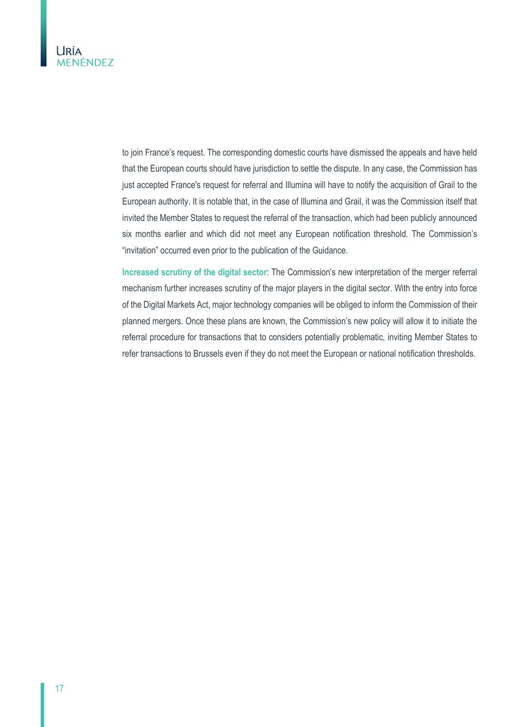to join France's request. The corresponding domestic courts have dismissed the appeals and have held that the European courts should have jurisdiction to settle the dispute. In any case, the Commission has just accepted France's request for referral and Illumina will have to notify the acquisition of Grail to the European authority. It is notable that, in the case of Illumina and Grail, it was the Commission itself that invited the Member States to request the referral of the transaction, which had been publicly announced six months earlier and which did not meet any European notification threshold. The Commission's "invitation" occurred even prior to the publication of the Guidance.

**Increased scrutiny of the digital sector**: The Commission's new interpretation of the merger referral mechanism further increases scrutiny of the major players in the digital sector. With the entry into force of the Digital Markets Act, major technology companies will be obliged to inform the Commission of their planned mergers. Once these plans are known, the Commission's new policy will allow it to initiate the referral procedure for transactions that to considers potentially problematic, inviting Member States to refer transactions to Brussels even if they do not meet the European or national notification thresholds.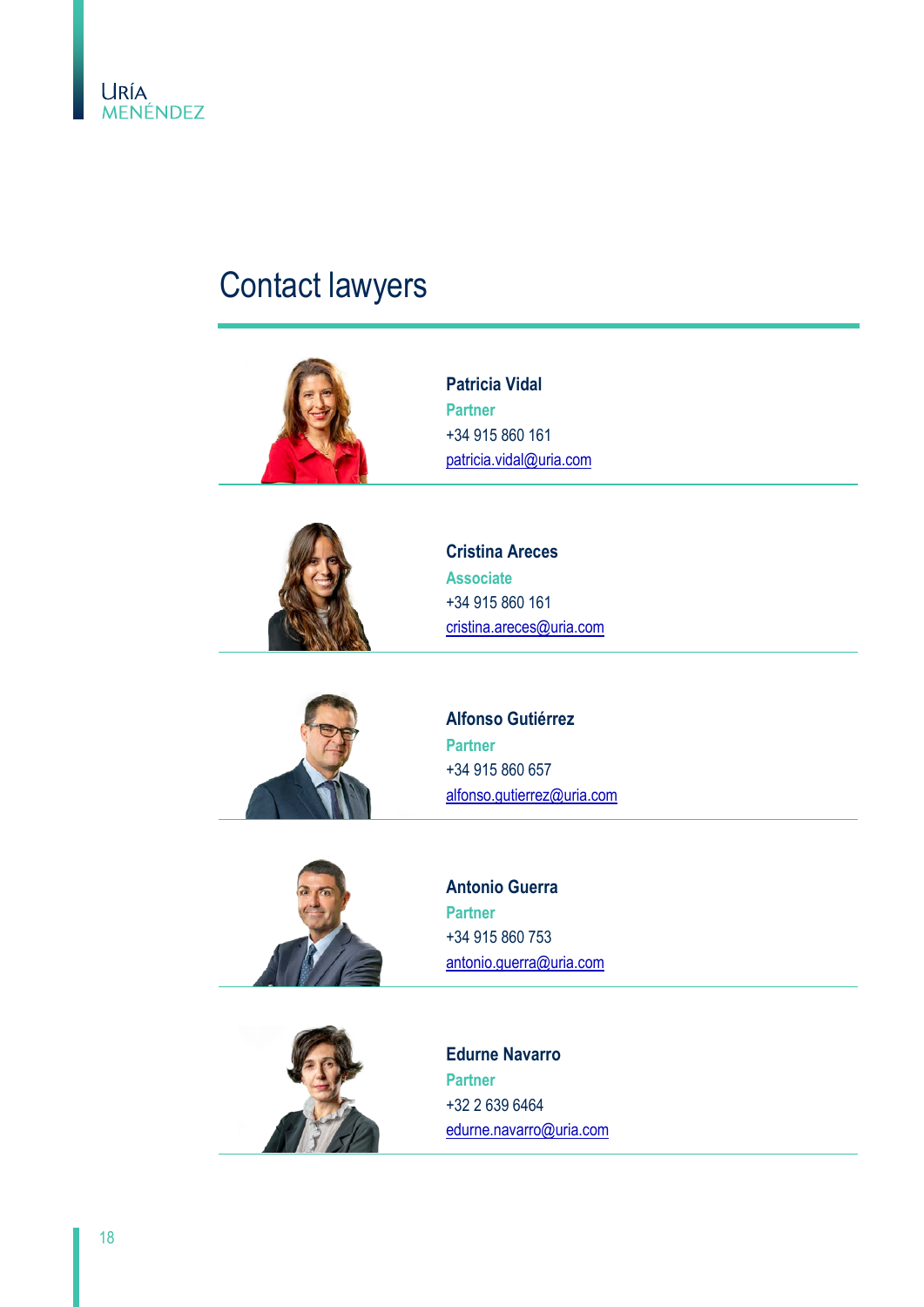# Contact lawyers

**Patricia Vidal**
Partner
+34 915 860 161
patricia.vidal@uria.com

**Cristina Areces**
Associate
+34 915 860 161
cristina.areces@uria.com

**Alfonso Gutiérrez**
Partner
+34 915 860 657
alfonso.gutierrez@uria.com

**Antonio Guerra**
Partner
+34 915 860 753
antonio.guerra@uria.com

**Edurne Navarro**
Partner
+32 2 639 6464
edurne.navarro@uria.com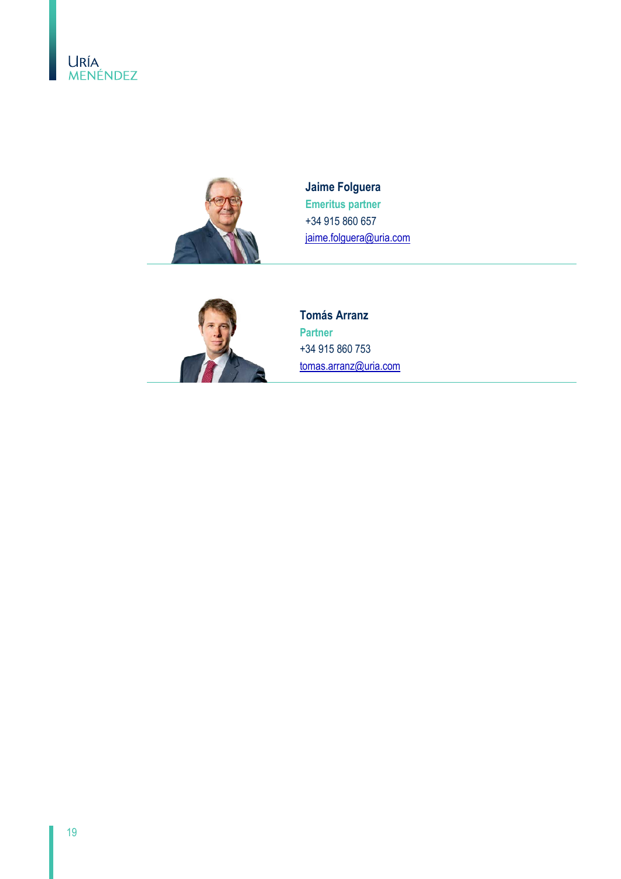**Jaime Folguera**
**Emeritus partner**
+34 915 860 657
jaime.folguera@uria.com

---

**Tomás Arranz**
**Partner**
+34 915 860 753
tomas.arranz@uria.com

---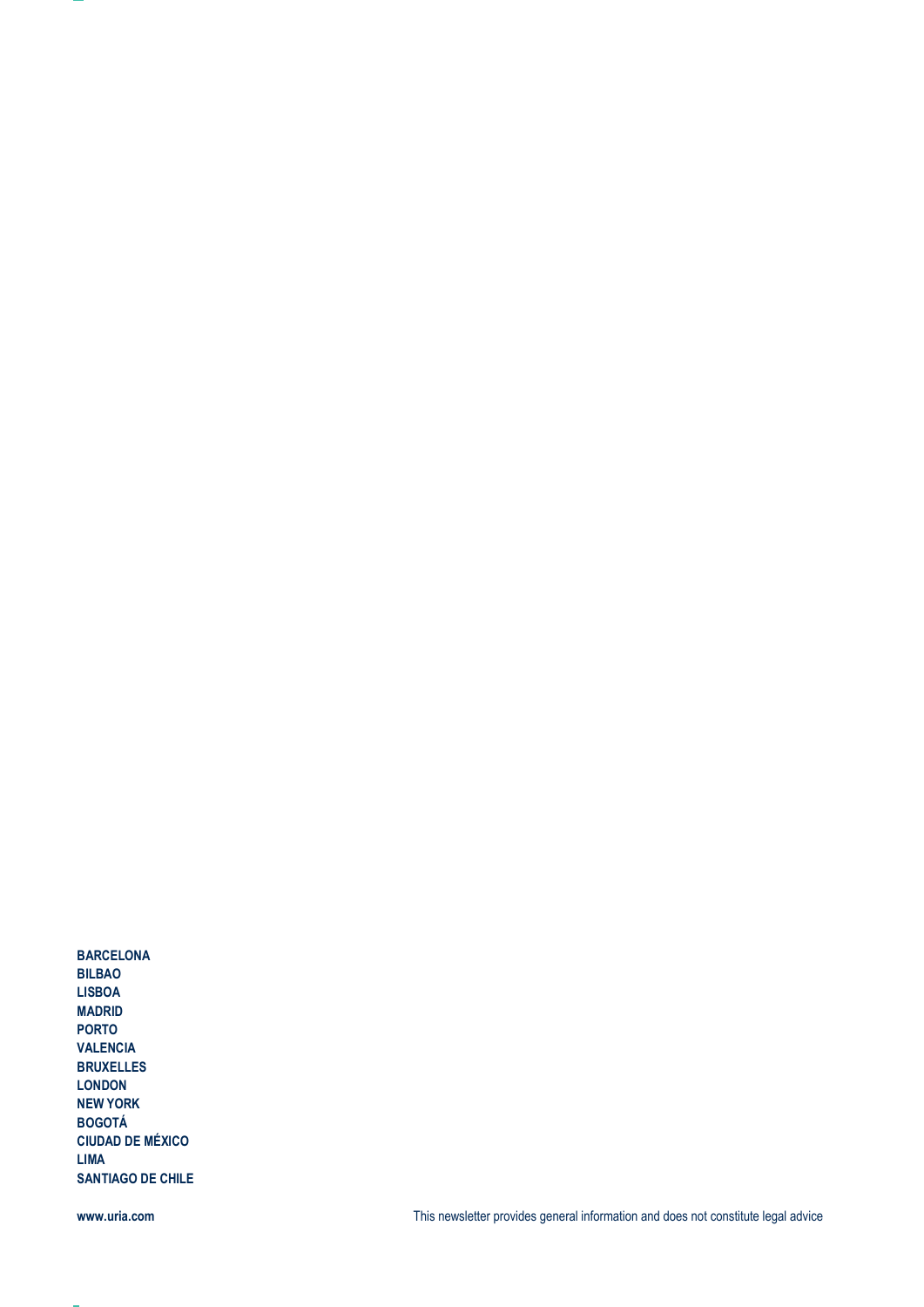**BARCELONA**
**BILBAO**
**LISBOA**
**MADRID**
**PORTO**
**VALENCIA**
**BRUXELLES**
**LONDON**
**NEW YORK**
**BOGOTÁ**
**CIUDAD DE MÉXICO**
**LIMA**
**SANTIAGO DE CHILE**

**www.uria.com**

This newsletter provides general information and does not constitute legal advice